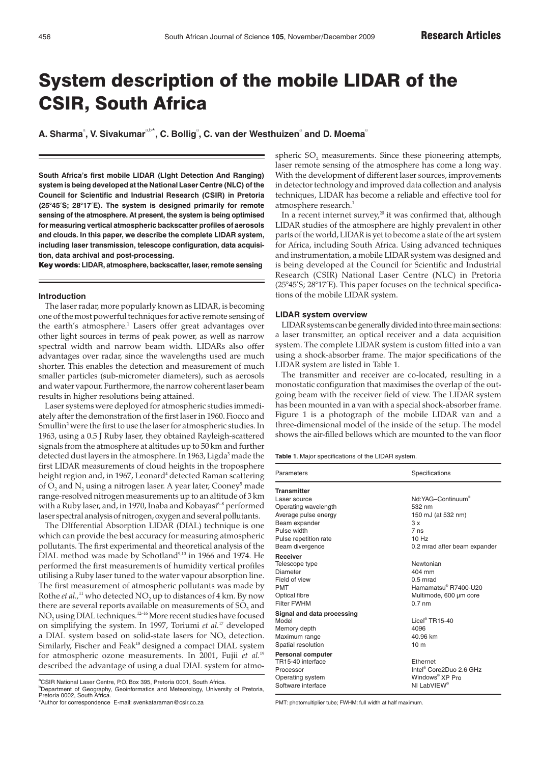# System description of the mobile LIDAR of the CSIR, South Africa

**A. Sharma[a], V. Sivakumar[a,b*], C. Bollig[a], C. van der Westhuizen[a] and D. Moema[a]**

**South Africa's first mobile LIDAR (LIght Detection And Ranging) system is being developed at the National Laser Centre (NLC) of the Council for Scientific and Industrial Research (CSIR) in Pretoria (25°45′S; 28°17′E). The system is designed primarily for remote sensing of the atmosphere. At present, the system is being optimised for measuring vertical atmospheric backscatter profiles of aerosols and clouds. In this paper, we describe the complete LIDAR system, including laser transmission, telescope configuration, data acquisition, data archival and post-processing.**

**Key words: LIDAR, atmosphere, backscatter, laser, remote sensing**

[a]CSIR National Laser Centre, P.O. Box 395, Pretoria 0001, South Africa.
[b]Department of Geography, Geoinformatics and Meteorology, University of Pretoria, Pretoria 0002, South Africa.
*Author for correspondence E-mail: svenkataraman@csir.co.za

## Introduction

The laser radar, more popularly known as LIDAR, is becoming one of the most powerful techniques for active remote sensing of the earth's atmosphere.[1] Lasers offer great advantages over other light sources in terms of peak power, as well as narrow spectral width and narrow beam width. LIDARs also offer advantages over radar, since the wavelengths used are much shorter. This enables the detection and measurement of much smaller particles (sub-micrometer diameters), such as aerosols and water vapour. Furthermore, the narrow coherent laser beam results in higher resolutions being attained.

Laser systems were deployed for atmospheric studies immediately after the demonstration of the first laser in 1960. Fiocco and Smullin[2] were the first to use the laser for atmospheric studies. In 1963, using a 0.5 J Ruby laser, they obtained Rayleigh-scattered signals from the atmosphere at altitudes up to 50 km and further detected dust layers in the atmosphere. In 1963, Ligda[3] made the first LIDAR measurements of cloud heights in the troposphere height region and, in 1967, Leonard[4] detected Raman scattering of $O_2$ and $N_2$ using a nitrogen laser. A year later, Cooney[5] made range-resolved nitrogen measurements up to an altitude of 3 km with a Ruby laser, and, in 1970, Inaba and Kobayasi[6–8] performed laser spectral analysis of nitrogen, oxygen and several pollutants.

The DIfferential Absorption LIDAR (DIAL) technique is one which can provide the best accuracy for measuring atmospheric pollutants. The first experimental and theoretical analysis of the DIAL method was made by Schotland[9,10] in 1966 and 1974. He performed the first measurements of humidity vertical profiles utilising a Ruby laser tuned to the water vapour absorption line. The first measurement of atmospheric pollutants was made by Rothe *et al.*,[11] who detected $NO_2$ up to distances of 4 km. By now there are several reports available on measurements of $SO_2$ and $NO_2$ using DIAL techniques.[12–16] More recent studies have focused on simplifying the system. In 1997, Toriumi *et al.*[17] developed a DIAL system based on solid-state lasers for $NO_x$ detection. Similarly, Fischer and Feak[18] designed a compact DIAL system for atmospheric ozone measurements. In 2001, Fujii *et al.*[19] described the advantage of using a dual DIAL system for atmospheric $SO_2$ measurements. Since these pioneering attempts, laser remote sensing of the atmosphere has come a long way. With the development of different laser sources, improvements in detector technology and improved data collection and analysis techniques, LIDAR has become a reliable and effective tool for atmosphere research.[1]

In a recent internet survey,[20] it was confirmed that, although LIDAR studies of the atmosphere are highly prevalent in other parts of the world, LIDAR is yet to become a state of the art system for Africa, including South Africa. Using advanced techniques and instrumentation, a mobile LIDAR system was designed and is being developed at the Council for Scientific and Industrial Research (CSIR) National Laser Centre (NLC) in Pretoria (25°45′S; 28°17′E). This paper focuses on the technical specifications of the mobile LIDAR system.

## LIDAR system overview

LIDAR systems can be generally divided into three main sections: a laser transmitter, an optical receiver and a data acquisition system. The complete LIDAR system is custom fitted into a van using a shock-absorber frame. The major specifications of the LIDAR system are listed in Table 1.

The transmitter and receiver are co-located, resulting in a monostatic configuration that maximises the overlap of the outgoing beam with the receiver field of view. The LIDAR system has been mounted in a van with a special shock-absorber frame. Figure 1 is a photograph of the mobile LIDAR van and a three-dimensional model of the inside of the setup. The model shows the air-filled bellows which are mounted to the van floor

**Table 1**. Major specifications of the LIDAR system.

| Parameters | Specifications |
|---|---|
| **Transmitter** | |
| Laser source | Nd:YAG–Continuum® |
| Operating wavelength | 532 nm |
| Average pulse energy | 150 mJ (at 532 nm) |
| Beam expander | 3 x |
| Pulse width | 7 ns |
| Pulse repetition rate | 10 Hz |
| Beam divergence | 0.2 mrad after beam expander |
| **Receiver** | |
| Telescope type | Newtonian |
| Diameter | 404 mm |
| Field of view | 0.5 mrad |
| PMT | Hamamatsu® R7400-U20 |
| Optical fibre | Multimode, 600 µm core |
| Filter FWHM | 0.7 nm |
| **Signal and data processing** | |
| Model | Licel® TR15-40 |
| Memory depth | 4096 |
| Maximum range | 40.96 km |
| Spatial resolution | 10 m |
| **Personal computer** | |
| TR15-40 interface | Ethernet |
| Processor | Intel® Core2Duo 2.6 GHz |
| Operating system | Windows® XP Pro |
| Software interface | NI LabVIEW® |

PMT: photomultiplier tube; FWHM: full width at half maximum.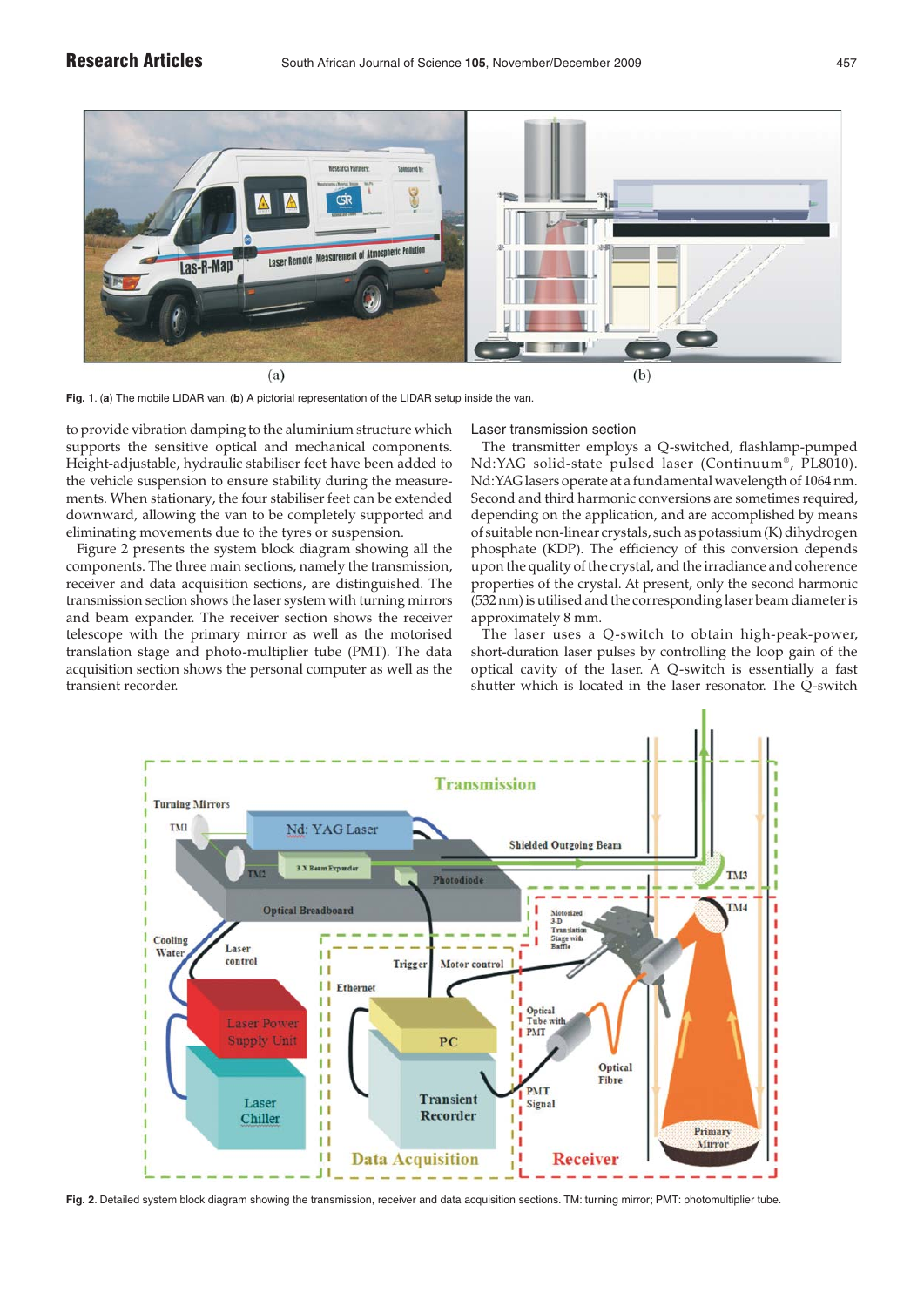Fig. 1. (**a**) The mobile LIDAR van. (**b**) A pictorial representation of the LIDAR setup inside the van.

to provide vibration damping to the aluminium structure which supports the sensitive optical and mechanical components. Height-adjustable, hydraulic stabiliser feet have been added to the vehicle suspension to ensure stability during the measurements. When stationary, the four stabiliser feet can be extended downward, allowing the van to be completely supported and eliminating movements due to the tyres or suspension.

Figure 2 presents the system block diagram showing all the components. The three main sections, namely the transmission, receiver and data acquisition sections, are distinguished. The transmission section shows the laser system with turning mirrors and beam expander. The receiver section shows the receiver telescope with the primary mirror as well as the motorised translation stage and photo-multiplier tube (PMT). The data acquisition section shows the personal computer as well as the transient recorder.

### Laser transmission section

The transmitter employs a Q-switched, flashlamp-pumped Nd:YAG solid-state pulsed laser (Continuum®, PL8010). Nd:YAG lasers operate at a fundamental wavelength of 1064 nm. Second and third harmonic conversions are sometimes required, depending on the application, and are accomplished by means of suitable non-linear crystals, such as potassium (K) dihydrogen phosphate (KDP). The efficiency of this conversion depends upon the quality of the crystal, and the irradiance and coherence properties of the crystal. At present, only the second harmonic (532 nm) is utilised and the corresponding laser beam diameter is approximately 8 mm.

The laser uses a Q-switch to obtain high-peak-power, short-duration laser pulses by controlling the loop gain of the optical cavity of the laser. A Q-switch is essentially a fast shutter which is located in the laser resonator. The Q-switch

Fig. 2. Detailed system block diagram showing the transmission, receiver and data acquisition sections. TM: turning mirror; PMT: photomultiplier tube.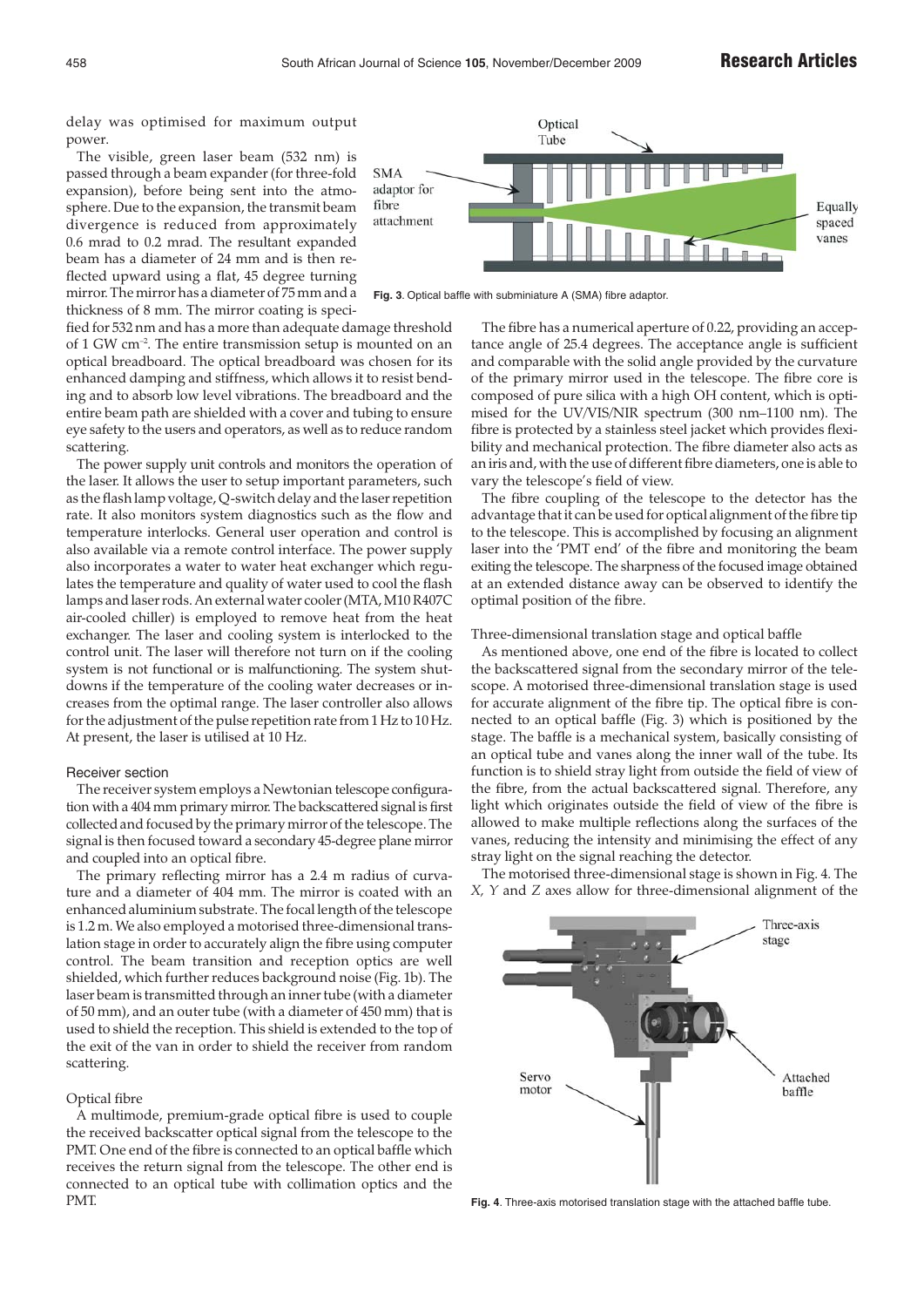delay was optimised for maximum output power.

The visible, green laser beam (532 nm) is passed through a beam expander (for three-fold expansion), before being sent into the atmosphere. Due to the expansion, the transmit beam divergence is reduced from approximately 0.6 mrad to 0.2 mrad. The resultant expanded beam has a diameter of 24 mm and is then reflected upward using a flat, 45 degree turning mirror. The mirror has a diameter of 75 mm and a thickness of 8 mm. The mirror coating is specified for 532 nm and has a more than adequate damage threshold of 1 GW $cm^{-2}$. The entire transmission setup is mounted on an optical breadboard. The optical breadboard was chosen for its enhanced damping and stiffness, which allows it to resist bending and to absorb low level vibrations. The breadboard and the entire beam path are shielded with a cover and tubing to ensure eye safety to the users and operators, as well as to reduce random scattering.

The power supply unit controls and monitors the operation of the laser. It allows the user to setup important parameters, such as the flash lamp voltage, Q-switch delay and the laser repetition rate. It also monitors system diagnostics such as the flow and temperature interlocks. General user operation and control is also available via a remote control interface. The power supply also incorporates a water to water heat exchanger which regulates the temperature and quality of water used to cool the flash lamps and laser rods. An external water cooler (MTA, M10 R407C air-cooled chiller) is employed to remove heat from the heat exchanger. The laser and cooling system is interlocked to the control unit. The laser will therefore not turn on if the cooling system is not functional or is malfunctioning. The system shutdowns if the temperature of the cooling water decreases or increases from the optimal range. The laser controller also allows for the adjustment of the pulse repetition rate from 1 Hz to 10 Hz. At present, the laser is utilised at 10 Hz.

### Receiver section

The receiver system employs a Newtonian telescope configuration with a 404 mm primary mirror. The backscattered signal is first collected and focused by the primary mirror of the telescope. The signal is then focused toward a secondary 45-degree plane mirror and coupled into an optical fibre.

The primary reflecting mirror has a 2.4 m radius of curvature and a diameter of 404 mm. The mirror is coated with an enhanced aluminium substrate. The focal length of the telescope is 1.2 m. We also employed a motorised three-dimensional translation stage in order to accurately align the fibre using computer control. The beam transition and reception optics are well shielded, which further reduces background noise (Fig. 1b). The laser beam is transmitted through an inner tube (with a diameter of 50 mm), and an outer tube (with a diameter of 450 mm) that is used to shield the reception. This shield is extended to the top of the exit of the van in order to shield the receiver from random scattering.

### Optical fibre

A multimode, premium-grade optical fibre is used to couple the received backscatter optical signal from the telescope to the PMT. One end of the fibre is connected to an optical baffle which receives the return signal from the telescope. The other end is connected to an optical tube with collimation optics and the PMT.

Fig. 3. Optical baffle with subminiature A (SMA) fibre adaptor.

The fibre has a numerical aperture of 0.22, providing an acceptance angle of 25.4 degrees. The acceptance angle is sufficient and comparable with the solid angle provided by the curvature of the primary mirror used in the telescope. The fibre core is composed of pure silica with a high OH content, which is optimised for the UV/VIS/NIR spectrum (300 nm–1100 nm). The fibre is protected by a stainless steel jacket which provides flexibility and mechanical protection. The fibre diameter also acts as an iris and, with the use of different fibre diameters, one is able to vary the telescope's field of view.

The fibre coupling of the telescope to the detector has the advantage that it can be used for optical alignment of the fibre tip to the telescope. This is accomplished by focusing an alignment laser into the 'PMT end' of the fibre and monitoring the beam exiting the telescope. The sharpness of the focused image obtained at an extended distance away can be observed to identify the optimal position of the fibre.

### Three-dimensional translation stage and optical baffle

As mentioned above, one end of the fibre is located to collect the backscattered signal from the secondary mirror of the telescope. A motorised three-dimensional translation stage is used for accurate alignment of the fibre tip. The optical fibre is connected to an optical baffle (Fig. 3) which is positioned by the stage. The baffle is a mechanical system, basically consisting of an optical tube and vanes along the inner wall of the tube. Its function is to shield stray light from outside the field of view of the fibre, from the actual backscattered signal. Therefore, any light which originates outside the field of view of the fibre is allowed to make multiple reflections along the surfaces of the vanes, reducing the intensity and minimising the effect of any stray light on the signal reaching the detector.

The motorised three-dimensional stage is shown in Fig. 4. The *X*, *Y* and *Z* axes allow for three-dimensional alignment of the

Fig. 4. Three-axis motorised translation stage with the attached baffle tube.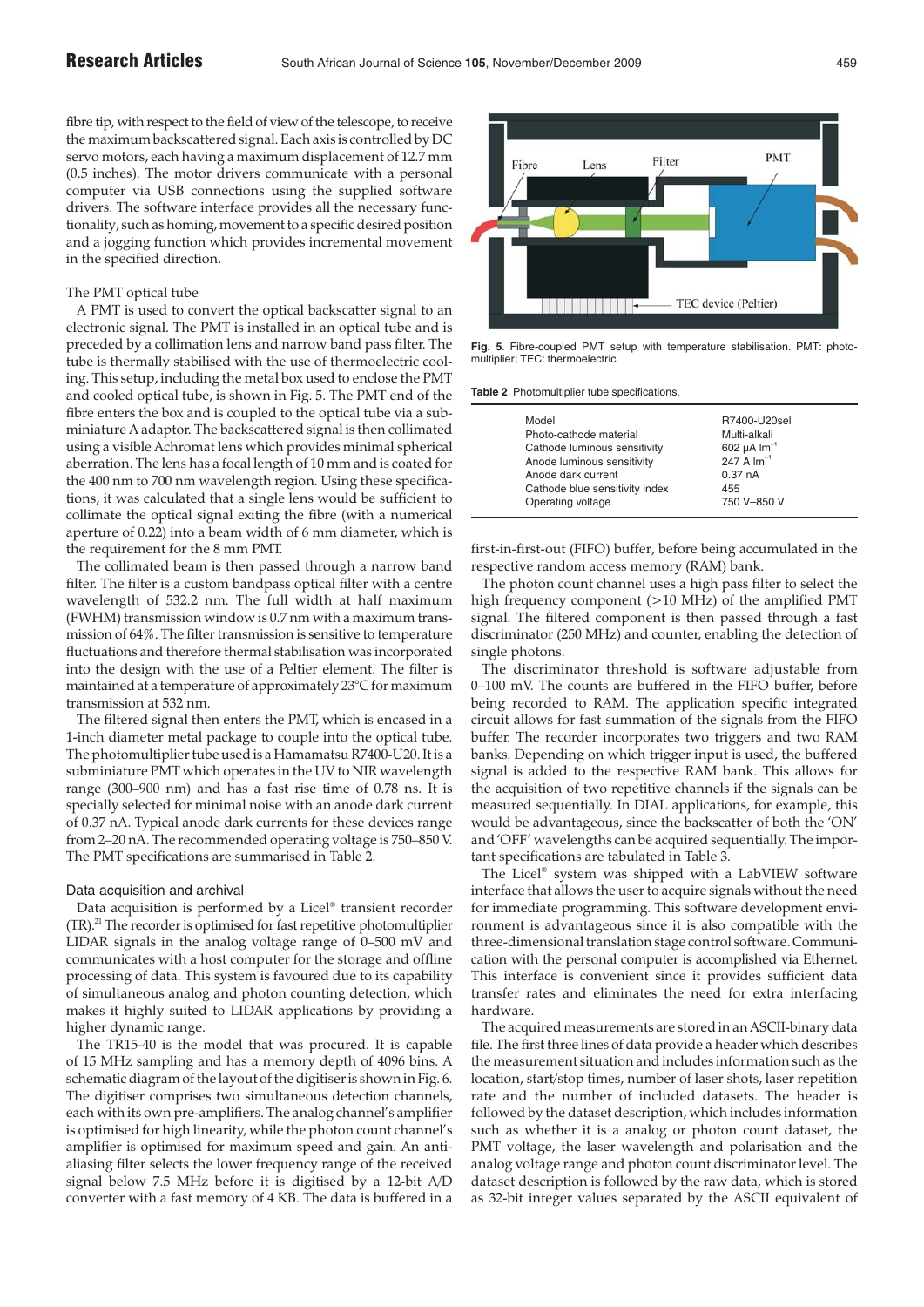fibre tip, with respect to the field of view of the telescope, to receive the maximum backscattered signal. Each axis is controlled by DC servo motors, each having a maximum displacement of 12.7 mm (0.5 inches). The motor drivers communicate with a personal computer via USB connections using the supplied software drivers. The software interface provides all the necessary functionality, such as homing, movement to a specific desired position and a jogging function which provides incremental movement in the specified direction.

### The PMT optical tube

A PMT is used to convert the optical backscatter signal to an electronic signal. The PMT is installed in an optical tube and is preceded by a collimation lens and narrow band pass filter. The tube is thermally stabilised with the use of thermoelectric cooling. This setup, including the metal box used to enclose the PMT and cooled optical tube, is shown in Fig. 5. The PMT end of the fibre enters the box and is coupled to the optical tube via a subminiature A adaptor. The backscattered signal is then collimated using a visible Achromat lens which provides minimal spherical aberration. The lens has a focal length of 10 mm and is coated for the 400 nm to 700 nm wavelength region. Using these specifications, it was calculated that a single lens would be sufficient to collimate the optical signal exiting the fibre (with a numerical aperture of 0.22) into a beam width of 6 mm diameter, which is the requirement for the 8 mm PMT.

The collimated beam is then passed through a narrow band filter. The filter is a custom bandpass optical filter with a centre wavelength of 532.2 nm. The full width at half maximum (FWHM) transmission window is 0.7 nm with a maximum transmission of 64%. The filter transmission is sensitive to temperature fluctuations and therefore thermal stabilisation was incorporated into the design with the use of a Peltier element. The filter is maintained at a temperature of approximately 23°C for maximum transmission at 532 nm.

The filtered signal then enters the PMT, which is encased in a 1-inch diameter metal package to couple into the optical tube. The photomultiplier tube used is a Hamamatsu R7400-U20. It is a subminiature PMT which operates in the UV to NIR wavelength range (300–900 nm) and has a fast rise time of 0.78 ns. It is specially selected for minimal noise with an anode dark current of 0.37 nA. Typical anode dark currents for these devices range from 2–20 nA. The recommended operating voltage is 750–850 V. The PMT specifications are summarised in Table 2.

Fig. 5. Fibre-coupled PMT setup with temperature stabilisation. PMT: photomultiplier; TEC: thermoelectric.

**Table 2**. Photomultiplier tube specifications.

| | |
|---|---|
| Model | R7400-U20sel |
| Photo-cathode material | Multi-alkali |
| Cathode luminous sensitivity | 602 μA lm$^{-1}$ |
| Anode luminous sensitivity | 247 A lm$^{-1}$ |
| Anode dark current | 0.37 nA |
| Cathode blue sensitivity index | 455 |
| Operating voltage | 750 V–850 V |

### Data acquisition and archival

Data acquisition is performed by a Licel® transient recorder (TR).[21] The recorder is optimised for fast repetitive photomultiplier LIDAR signals in the analog voltage range of 0–500 mV and communicates with a host computer for the storage and offline processing of data. This system is favoured due to its capability of simultaneous analog and photon counting detection, which makes it highly suited to LIDAR applications by providing a higher dynamic range.

The TR15-40 is the model that was procured. It is capable of 15 MHz sampling and has a memory depth of 4096 bins. A schematic diagram of the layout of the digitiser is shown in Fig. 6. The digitiser comprises two simultaneous detection channels, each with its own pre-amplifiers. The analog channel's amplifier is optimised for high linearity, while the photon count channel's amplifier is optimised for maximum speed and gain. An anti-aliasing filter selects the lower frequency range of the received signal below 7.5 MHz before it is digitised by a 12-bit A/D converter with a fast memory of 4 KB. The data is buffered in a first-in-first-out (FIFO) buffer, before being accumulated in the respective random access memory (RAM) bank.

The photon count channel uses a high pass filter to select the high frequency component (>10 MHz) of the amplified PMT signal. The filtered component is then passed through a fast discriminator (250 MHz) and counter, enabling the detection of single photons.

The discriminator threshold is software adjustable from 0–100 mV. The counts are buffered in the FIFO buffer, before being recorded to RAM. The application specific integrated circuit allows for fast summation of the signals from the FIFO buffer. The recorder incorporates two triggers and two RAM banks. Depending on which trigger input is used, the buffered signal is added to the respective RAM bank. This allows for the acquisition of two repetitive channels if the signals can be measured sequentially. In DIAL applications, for example, this would be advantageous, since the backscatter of both the 'ON' and 'OFF' wavelengths can be acquired sequentially. The important specifications are tabulated in Table 3.

The Licel® system was shipped with a LabVIEW software interface that allows the user to acquire signals without the need for immediate programming. This software development environment is advantageous since it is also compatible with the three-dimensional translation stage control software. Communication with the personal computer is accomplished via Ethernet. This interface is convenient since it provides sufficient data transfer rates and eliminates the need for extra interfacing hardware.

The acquired measurements are stored in an ASCII-binary data file. The first three lines of data provide a header which describes the measurement situation and includes information such as the location, start/stop times, number of laser shots, laser repetition rate and the number of included datasets. The header is followed by the dataset description, which includes information such as whether it is a analog or photon count dataset, the PMT voltage, the laser wavelength and polarisation and the analog voltage range and photon count discriminator level. The dataset description is followed by the raw data, which is stored as 32-bit integer values separated by the ASCII equivalent of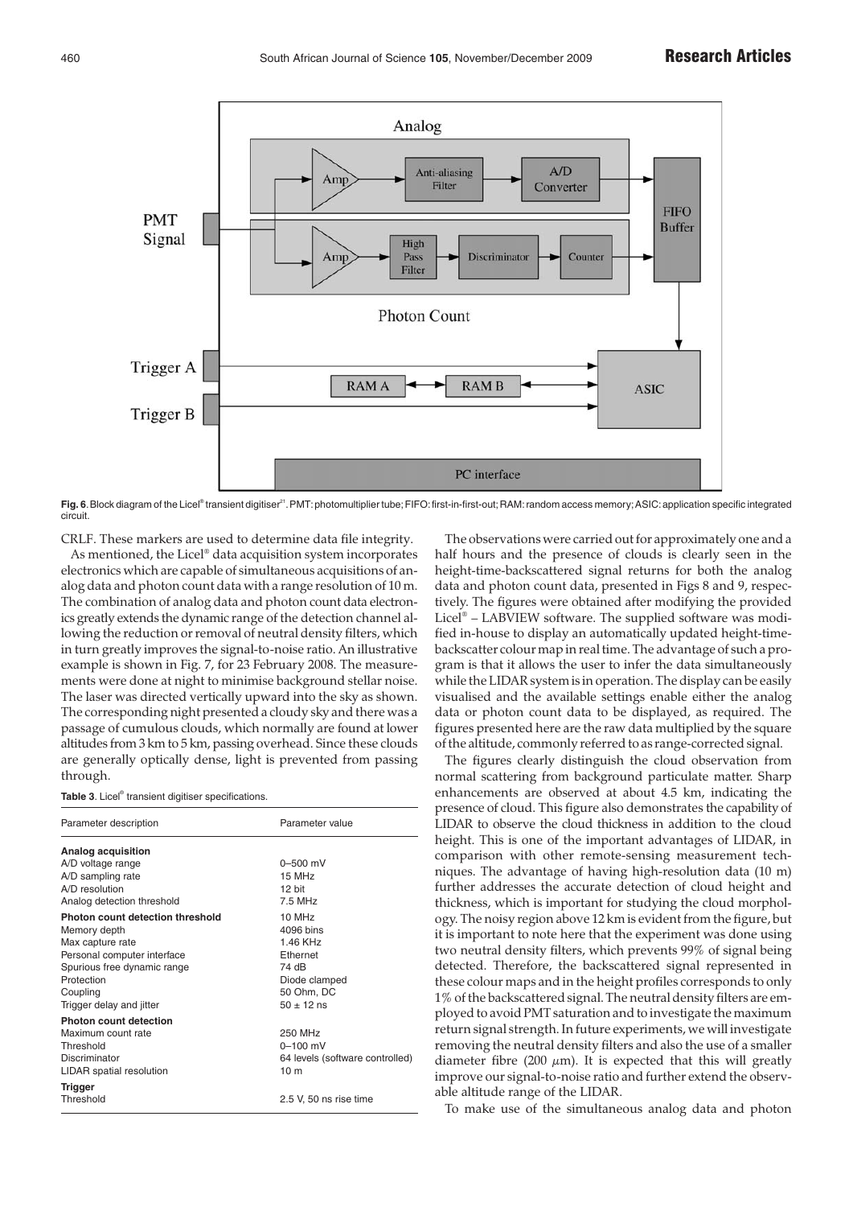Fig. 6. Block diagram of the Licel® transient digitiser[21]. PMT: photomultiplier tube; FIFO: first-in-first-out; RAM: random access memory; ASIC: application specific integrated circuit.

CRLF. These markers are used to determine data file integrity.

As mentioned, the Licel® data acquisition system incorporates electronics which are capable of simultaneous acquisitions of analog data and photon count data with a range resolution of 10 m. The combination of analog data and photon count data electronics greatly extends the dynamic range of the detection channel allowing the reduction or removal of neutral density filters, which in turn greatly improves the signal-to-noise ratio. An illustrative example is shown in Fig. 7, for 23 February 2008. The measurements were done at night to minimise background stellar noise. The laser was directed vertically upward into the sky as shown. The corresponding night presented a cloudy sky and there was a passage of cumulous clouds, which normally are found at lower altitudes from 3 km to 5 km, passing overhead. Since these clouds are generally optically dense, light is prevented from passing through.

**Table 3**. Licel® transient digitiser specifications.

| Parameter description | Parameter value |
|---|---|
| **Analog acquisition** | |
| A/D voltage range | 0–500 mV |
| A/D sampling rate | 15 MHz |
| A/D resolution | 12 bit |
| Analog detection threshold | 7.5 MHz |
| **Photon count detection threshold** | 10 MHz |
| Memory depth | 4096 bins |
| Max capture rate | 1.46 KHz |
| Personal computer interface | Ethernet |
| Spurious free dynamic range | 74 dB |
| Protection | Diode clamped |
| Coupling | 50 Ohm, DC |
| Trigger delay and jitter | 50 ± 12 ns |
| **Photon count detection** | |
| Maximum count rate | 250 MHz |
| Threshold | 0–100 mV |
| Discriminator | 64 levels (software controlled) |
| LIDAR spatial resolution | 10 m |
| **Trigger** | |
| Threshold | 2.5 V, 50 ns rise time |

The observations were carried out for approximately one and a half hours and the presence of clouds is clearly seen in the height-time-backscattered signal returns for both the analog data and photon count data, presented in Figs 8 and 9, respectively. The figures were obtained after modifying the provided Licel® – LABVIEW software. The supplied software was modified in-house to display an automatically updated height-time-backscatter colour map in real time. The advantage of such a program is that it allows the user to infer the data simultaneously while the LIDAR system is in operation. The display can be easily visualised and the available settings enable either the analog data or photon count data to be displayed, as required. The figures presented here are the raw data multiplied by the square of the altitude, commonly referred to as range-corrected signal.

The figures clearly distinguish the cloud observation from normal scattering from background particulate matter. Sharp enhancements are observed at about 4.5 km, indicating the presence of cloud. This figure also demonstrates the capability of LIDAR to observe the cloud thickness in addition to the cloud height. This is one of the important advantages of LIDAR, in comparison with other remote-sensing measurement techniques. The advantage of having high-resolution data (10 m) further addresses the accurate detection of cloud height and thickness, which is important for studying the cloud morphology. The noisy region above 12 km is evident from the figure, but it is important to note here that the experiment was done using two neutral density filters, which prevents 99% of signal being detected. Therefore, the backscattered signal represented in these colour maps and in the height profiles corresponds to only 1% of the backscattered signal. The neutral density filters are employed to avoid PMT saturation and to investigate the maximum return signal strength. In future experiments, we will investigate removing the neutral density filters and also the use of a smaller diameter fibre (200 $\mu$m). It is expected that this will greatly improve our signal-to-noise ratio and further extend the observable altitude range of the LIDAR.

To make use of the simultaneous analog data and photon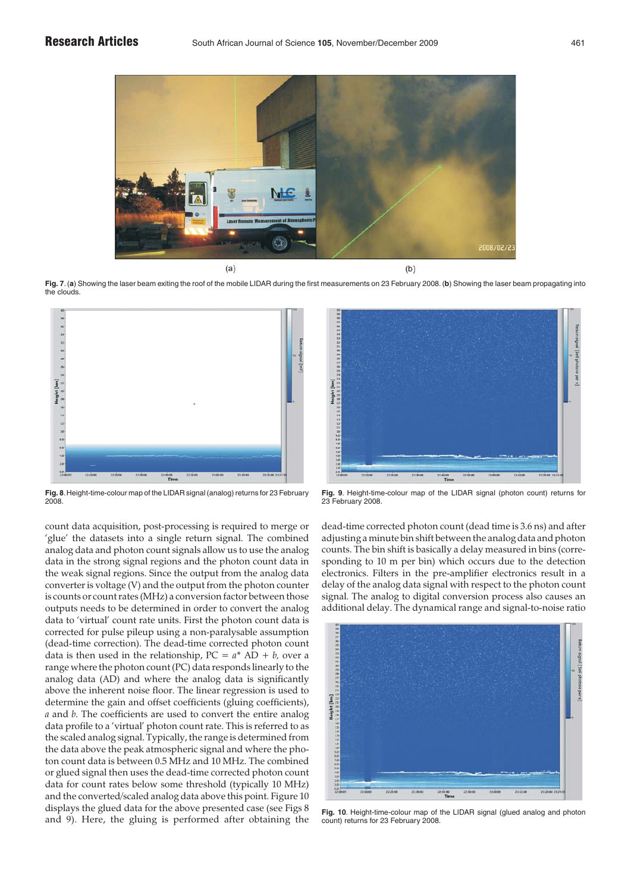Fig. 7. (a) Showing the laser beam exiting the roof of the mobile LIDAR during the first measurements on 23 February 2008. (b) Showing the laser beam propagating into the clouds.

Fig. 8. Height-time-colour map of the LIDAR signal (analog) returns for 23 February 2008.

Fig. 9. Height-time-colour map of the LIDAR signal (photon count) returns for 23 February 2008.

count data acquisition, post-processing is required to merge or 'glue' the datasets into a single return signal. The combined analog data and photon count signals allow us to use the analog data in the strong signal regions and the photon count data in the weak signal regions. Since the output from the analog data converter is voltage (V) and the output from the photon counter is counts or count rates (MHz) a conversion factor between those outputs needs to be determined in order to convert the analog data to 'virtual' count rate units. First the photon count data is corrected for pulse pileup using a non-paralysable assumption (dead-time correction). The dead-time corrected photon count data is then used in the relationship, PC = $a$* AD + $b$, over a range where the photon count (PC) data responds linearly to the analog data (AD) and where the analog data is significantly above the inherent noise floor. The linear regression is used to determine the gain and offset coefficients (gluing coefficients), $a$ and $b$. The coefficients are used to convert the entire analog data profile to a 'virtual' photon count rate. This is referred to as the scaled analog signal. Typically, the range is determined from the data above the peak atmospheric signal and where the photon count data is between 0.5 MHz and 10 MHz. The combined or glued signal then uses the dead-time corrected photon count data for count rates below some threshold (typically 10 MHz) and the converted/scaled analog data above this point. Figure 10 displays the glued data for the above presented case (see Figs 8 and 9). Here, the gluing is performed after obtaining the dead-time corrected photon count (dead time is 3.6 ns) and after adjusting a minute bin shift between the analog data and photon counts. The bin shift is basically a delay measured in bins (corresponding to 10 m per bin) which occurs due to the detection electronics. Filters in the pre-amplifier electronics result in a delay of the analog data signal with respect to the photon count signal. The analog to digital conversion process also causes an additional delay. The dynamical range and signal-to-noise ratio

Fig. 10. Height-time-colour map of the LIDAR signal (glued analog and photon count) returns for 23 February 2008.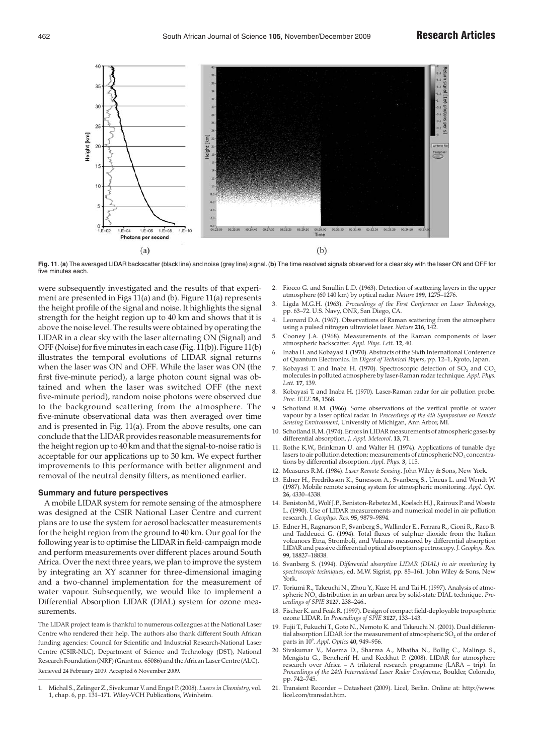Height [km]

40
35
30
25
20
15
10
5
0

1.E+02 1.E+04 1.E+06 1.E+08 1.E+10

Photons per second

(a)

Height [km]

Time

Return signal [1e6 photons per s]

Write to file

transpose?

(b)

**Fig. 11**. (**a**) The averaged LIDAR backscatter (black line) and noise (grey line) signal. (**b**) The time resolved signals observed for a clear sky with the laser ON and OFF for five minutes each.

were subsequently investigated and the results of that experiment are presented in Figs 11(a) and (b). Figure 11(a) represents the height profile of the signal and noise. It highlights the signal strength for the height region up to 40 km and shows that it is above the noise level. The results were obtained by operating the LIDAR in a clear sky with the laser alternating ON (Signal) and OFF (Noise) for five minutes in each case (Fig. 11(b)). Figure 11(b) illustrates the temporal evolutions of LIDAR signal returns when the laser was ON and OFF. While the laser was ON (the first five-minute period), a large photon count signal was obtained and when the laser was switched OFF (the next five-minute period), random noise photons were observed due to the background scattering from the atmosphere. The five-minute observational data was then averaged over time and is presented in Fig. 11(a). From the above results, one can conclude that the LIDAR provides reasonable measurements for the height region up to 40 km and that the signal-to-noise ratio is acceptable for our applications up to 30 km. We expect further improvements to this performance with better alignment and removal of the neutral density filters, as mentioned earlier.

## Summary and future perspectives

A mobile LIDAR system for remote sensing of the atmosphere was designed at the CSIR National Laser Centre and current plans are to use the system for aerosol backscatter measurements for the height region from the ground to 40 km. Our goal for the following year is to optimise the LIDAR in field-campaign mode and perform measurements over different places around South Africa. Over the next three years, we plan to improve the system by integrating an XY scanner for three-dimensional imaging and a two-channel implementation for the measurement of water vapour. Subsequently, we would like to implement a Differential Absorption LIDAR (DIAL) system for ozone measurements.

The LIDAR project team is thankful to numerous colleagues at the National Laser Centre who rendered their help. The authors also thank different South African funding agencies: Council for Scientific and Industrial Research-National Laser Centre (CSIR-NLC), Department of Science and Technology (DST), National Research Foundation (NRF) (Grant no. 65086) and the African Laser Centre (ALC).

Recieved 24 February 2009. Accepted 6 November 2009.

1. Michal S., Zelinger Z., Sivakumar V. and Engst P. (2008). *Lasers in Chemistry*, vol. 1, chap. 6, pp. 131–171. Wiley-VCH Publications, Weinheim.
2. Fiocco G. and Smullin L.D. (1963). Detection of scattering layers in the upper atmosphere (60 140 km) by optical radar. *Nature* **199**, 1275–1276.
3. Ligda M.G.H. (1963). *Proceedings of the First Conference on Laser Technology*, pp. 63–72. U.S. Navy, ONR, San Diego, CA.
4. Leonard D.A. (1967). Observations of Raman scattering from the atmosphere using a pulsed nitrogen ultraviolet laser. *Nature* **216**, 142.
5. Cooney J.A. (1968). Measurements of the Raman components of laser atmospheric backscatter. *Appl. Phys. Lett.* **12**, 40.
6. Inaba H. and Kobayasi T. (1970). Abstracts of the Sixth International Conference of Quantum Electronics. In *Digest of Technical Papers*, pp. 12–1, Kyoto, Japan.
7. Kobayasi T. and Inaba H. (1970). Spectroscopic detection of $SO_2$ and $CO_2$ molecules in polluted atmosphere by laser-Raman radar technique. *Appl. Phys. Lett.* **17**, 139.
8. Kobayasi T. and Inaba H. (1970). Laser-Raman radar for air pollution probe. *Proc. IEEE* **58**, 1568.
9. Schotland R.M. (1966). Some observations of the vertical profile of water vapour by a laser optical radar. In *Proceedings of the 4th Symposium on Remote Sensing Environment*, University of Michigan, Ann Arbor, MI.
10. Schotland R.M. (1974). Errors in LIDAR measurements of atmospheric gases by differential absorption. *J. Appl. Meteorol.* **13**, 71.
11. Rothe K.W., Brinkman U. and Walter H. (1974). Applications of tunable dye lasers to air pollution detection: measurements of atmospheric $NO_2$ concentrations by differential absorption. *Appl. Phys.* **3**, 115.
12. Measures R.M. (1984). *Laser Remote Sensing*. John Wiley & Sons, New York.
13. Edner H., Fredriksson K., Sunesson A., Svanberg S., Uneus L. and Wendt W. (1987). Mobile remote sensing system for atmospheric monitoring. *Appl. Opt.* **26**, 4330–4338.
14. Beniston M., Wolf J.P., Beniston-Rebetez M., Koelsch H.J., Rairoux P. and Woeste L. (1990). Use of LIDAR measurements and numerical model in air pollution research. *J. Geophys. Res.* **95**, 9879–9894.
15. Edner H., Ragnarson P., Svanberg S., Wallinder E., Ferrara R., Cioni R., Raco B. and Taddeucci G. (1994). Total fluxes of sulphur dioxide from the Italian volcanoes Etna, Stromboli, and Vulcano measured by differential absorption LIDAR and passive differential optical absorption spectroscopy. *J. Geophys. Res.* **99**, 18827–18838.
16. Svanberg S. (1994). *Differential absorption LIDAR (DIAL) in air monitoring by spectroscopic techniques*, ed. M.W. Sigrist, pp. 85–161. John Wiley & Sons, New York.
17. Toriumi R., Takeuchi N., Zhou Y., Kuze H. and Tai H. (1997). Analysis of atmospheric $NO_x$ distribution in an urban area by solid-state DIAL technique. *Proceedings of SPIE* **3127**, 238–246..
18. Fischer K. and Feak R. (1997). Design of compact field-deployable tropospheric ozone LIDAR. In *Proceedings of SPIE* **3127**, 133–143.
19. Fujii T., Fukuchi T., Goto N., Nemoto K. and Takeuchi N. (2001). Dual differential absorption LIDAR for the measurement of atmospheric $SO_2$ of the order of parts in $10^9$. *Appl. Optics* **40**, 949–956.
20. Sivakumar V., Moema D., Sharma A., Mbatha N., Bollig C., Malinga S., Mengistu G., Bencherif H. and Keckhut P. (2008). LIDAR for atmosphere research over Africa – A trilateral research programme (LARA – trip). In *Proceedings of the 24th International Laser Radar Conference*, Boulder, Colorado, pp. 742–745.
21. Transient Recorder – Datasheet (2009). Licel, Berlin. Online at: http://www.licel.com/transdat.htm.